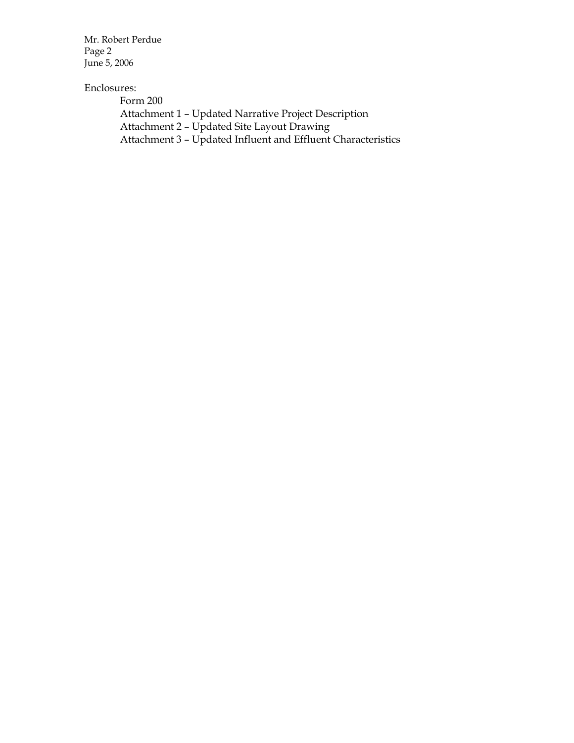Enclosures:

- Form 200
- Attachment 1 – Updated Narrative Project Description
- Attachment 2 – Updated Site Layout Drawing
- Attachment 3 – Updated Influent and Effluent Characteristics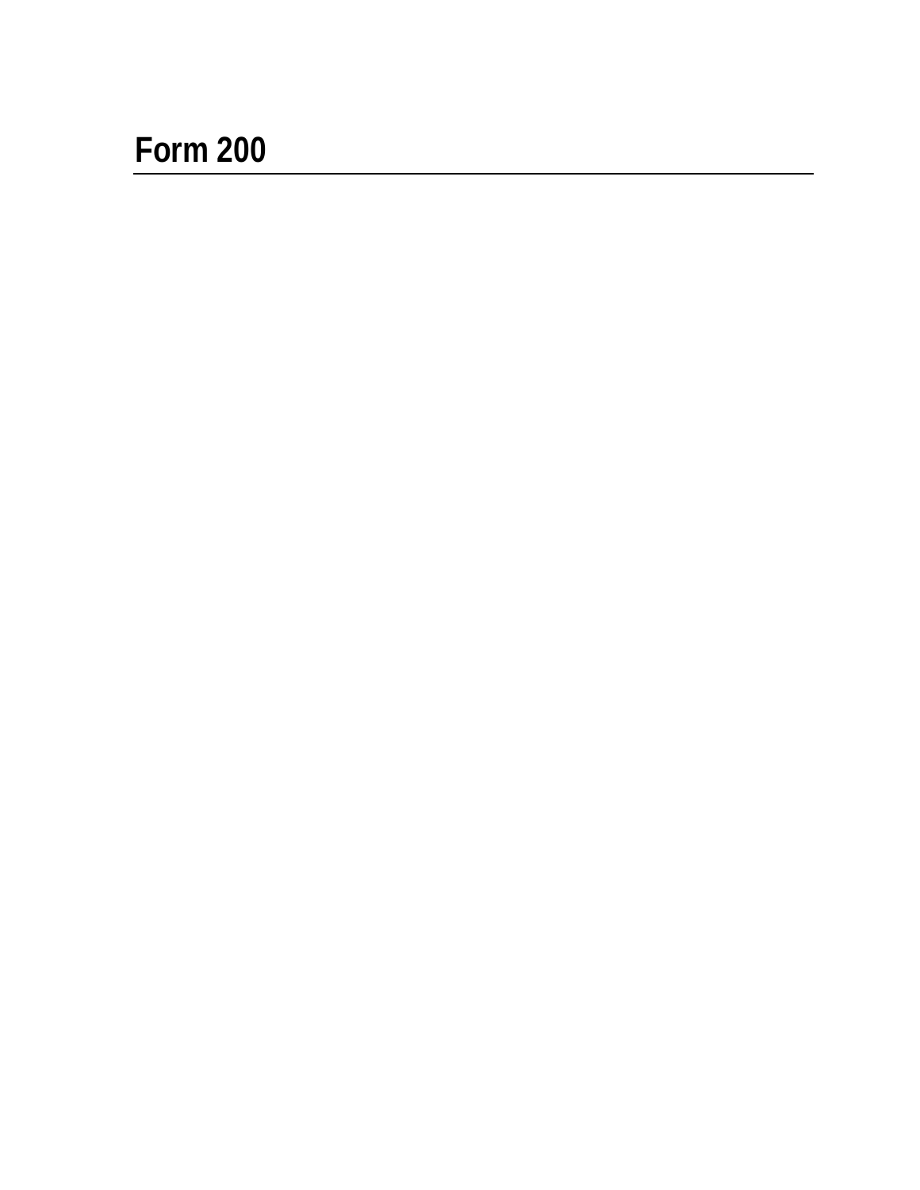# Form 200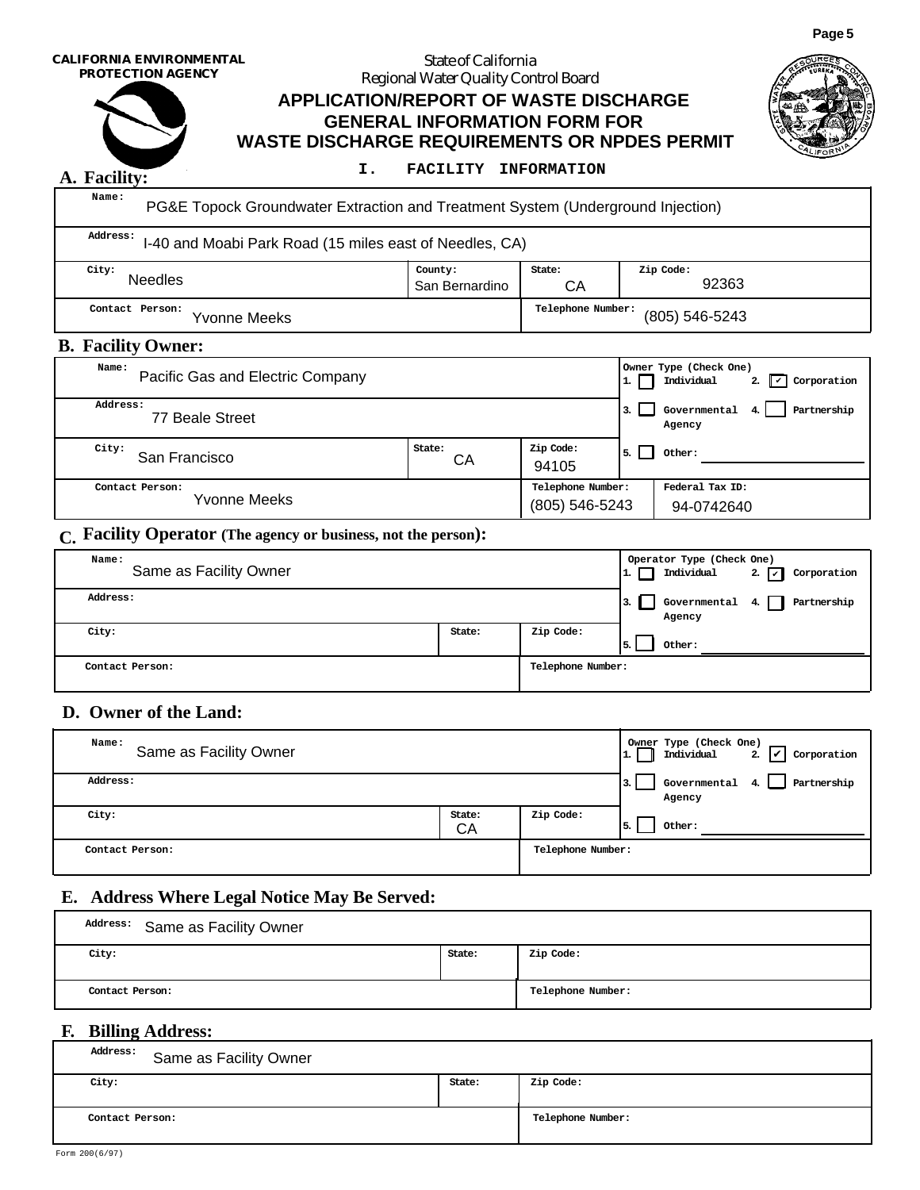CALIFORNIA ENVIRONMENTAL PROTECTION AGENCY

State of California
Regional Water Quality Control Board

# APPLICATION/REPORT OF WASTE DISCHARGE GENERAL INFORMATION FORM FOR WASTE DISCHARGE REQUIREMENTS OR NPDES PERMIT

## I. FACILITY INFORMATION

### A. Facility:

| Name: PG&E Topock Groundwater Extraction and Treatment System (Underground Injection) | | | |
|---|---|---|---|
| Address: I-40 and Moabi Park Road (15 miles east of Needles, CA) | | | |
| City: Needles | County: San Bernardino | State: CA | Zip Code: 92363 |
| Contact Person: Yvonne Meeks | | Telephone Number: (805) 546-5243 | |

### B. Facility Owner:

| Name: Pacific Gas and Electric Company | | | Owner Type (Check One) 1. ☐ Individual 2. ☑ Corporation |
|---|---|---|---|
| Address: 77 Beale Street | | | 3. ☐ Governmental Agency 4. ☐ Partnership |
| City: San Francisco | State: CA | Zip Code: 94105 | 5. ☐ Other: |
| Contact Person: Yvonne Meeks | | Telephone Number: (805) 546-5243 | Federal Tax ID: 94-0742640 |

### C. Facility Operator (The agency or business, not the person):

| Name: Same as Facility Owner | | | Operator Type (Check One) 1. ☐ Individual 2. ☑ Corporation |
|---|---|---|---|
| Address: | | | 3. ☐ Governmental Agency 4. ☐ Partnership |
| City: | State: | Zip Code: | 5. ☐ Other: |
| Contact Person: | | Telephone Number: | |

### D. Owner of the Land:

| Name: Same as Facility Owner | | | Owner Type (Check One) 1. ☐ Individual 2. ☑ Corporation |
|---|---|---|---|
| Address: | | | 3. ☐ Governmental Agency 4. ☐ Partnership |
| City: | State: CA | Zip Code: | 5. ☐ Other: |
| Contact Person: | | Telephone Number: | |

### E. Address Where Legal Notice May Be Served:

| Address: Same as Facility Owner | | |
|---|---|---|
| City: | State: | Zip Code: |
| Contact Person: | | Telephone Number: |

### F. Billing Address:

| Address: Same as Facility Owner | | |
|---|---|---|
| City: | State: | Zip Code: |
| Contact Person: | | Telephone Number: |

Form 200(6/97)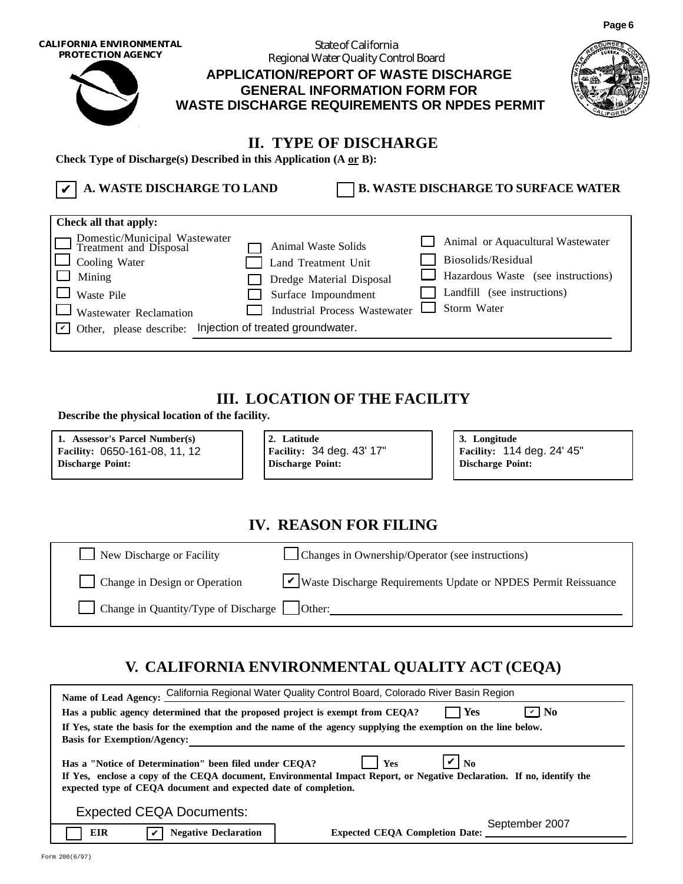CALIFORNIA ENVIRONMENTAL PROTECTION AGENCY

State of California
Regional Water Quality Control Board

# APPLICATION/REPORT OF WASTE DISCHARGE GENERAL INFORMATION FORM FOR WASTE DISCHARGE REQUIREMENTS OR NPDES PERMIT

## II. TYPE OF DISCHARGE

**Check Type of Discharge(s) Described in this Application (A or B):**

☑ **A. WASTE DISCHARGE TO LAND** ☐ **B. WASTE DISCHARGE TO SURFACE WATER**

**Check all that apply:**

| | | |
|---|---|---|
| ☐ Domestic/Municipal Wastewater Treatment and Disposal | ☐ Animal Waste Solids | ☐ Animal or Aquacultural Wastewater |
| ☐ Cooling Water | ☐ Land Treatment Unit | ☐ Biosolids/Residual |
| ☐ Mining | ☐ Dredge Material Disposal | ☐ Hazardous Waste (see instructions) |
| ☐ Waste Pile | ☐ Surface Impoundment | ☐ Landfill (see instructions) |
| ☐ Wastewater Reclamation | ☐ Industrial Process Wastewater | ☐ Storm Water |

☑ Other, please describe: Injection of treated groundwater.

## III. LOCATION OF THE FACILITY

**Describe the physical location of the facility.**

| 1. Assessor's Parcel Number(s) | 2. Latitude | 3. Longitude |
|---|---|---|
| **Facility:** 0650-161-08, 11, 12 | **Facility:** 34 deg. 43' 17" | **Facility:** 114 deg. 24' 45" |
| **Discharge Point:** | **Discharge Point:** | **Discharge Point:** |

## IV. REASON FOR FILING

☐ New Discharge or Facility ☐ Changes in Ownership/Operator (see instructions)

☐ Change in Design or Operation ☑ Waste Discharge Requirements Update or NPDES Permit Reissuance

☐ Change in Quantity/Type of Discharge ☐ Other:

## V. CALIFORNIA ENVIRONMENTAL QUALITY ACT (CEQA)

**Name of Lead Agency:** California Regional Water Quality Control Board, Colorado River Basin Region

**Has a public agency determined that the proposed project is exempt from CEQA?** ☐ **Yes** ☑ **No**

**If Yes, state the basis for the exemption and the name of the agency supplying the exemption on the line below.**
**Basis for Exemption/Agency:**

**Has a "Notice of Determination" been filed under CEQA?** ☐ **Yes** ☑ **No**
**If Yes, enclose a copy of the CEQA document, Environmental Impact Report, or Negative Declaration. If no, identify the expected type of CEQA document and expected date of completion.**

Expected CEQA Documents:

☐ **EIR** ☑ **Negative Declaration** **Expected CEQA Completion Date:** September 2007

Form 200(6/97)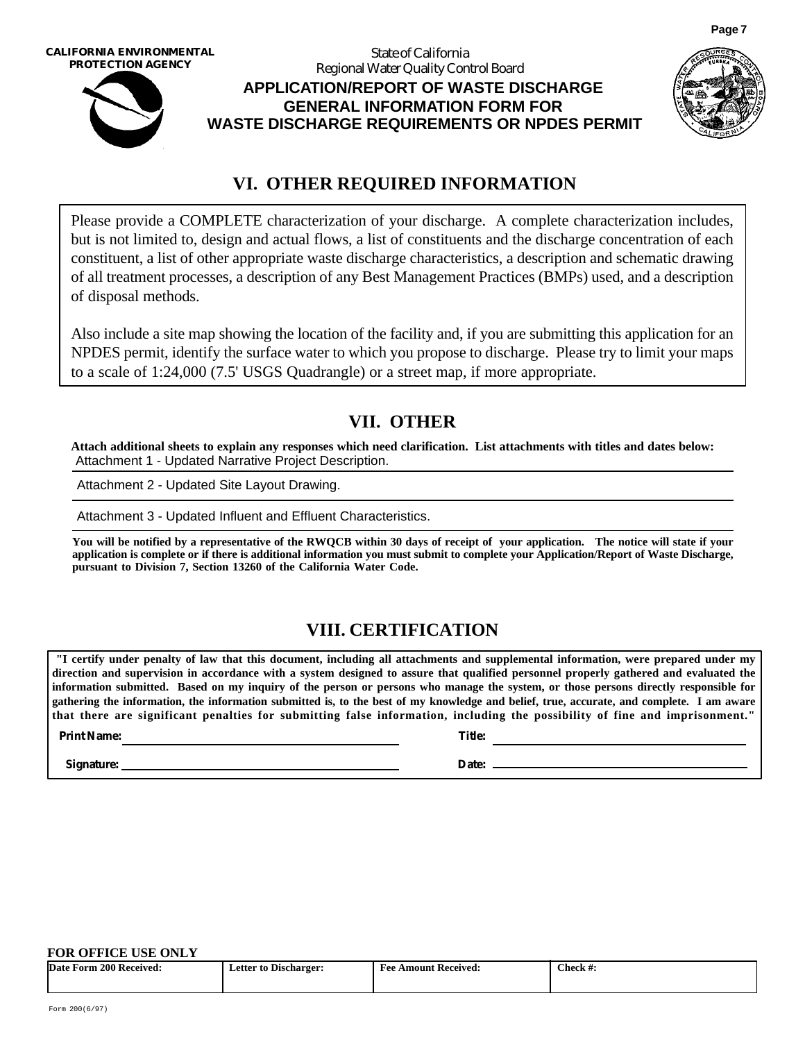CALIFORNIA ENVIRONMENTAL PROTECTION AGENCY

State of California
Regional Water Quality Control Board

**APPLICATION/REPORT OF WASTE DISCHARGE GENERAL INFORMATION FORM FOR WASTE DISCHARGE REQUIREMENTS OR NPDES PERMIT**

## VI. OTHER REQUIRED INFORMATION

Please provide a COMPLETE characterization of your discharge. A complete characterization includes, but is not limited to, design and actual flows, a list of constituents and the discharge concentration of each constituent, a list of other appropriate waste discharge characteristics, a description and schematic drawing of all treatment processes, a description of any Best Management Practices (BMPs) used, and a description of disposal methods.

Also include a site map showing the location of the facility and, if you are submitting this application for an NPDES permit, identify the surface water to which you propose to discharge. Please try to limit your maps to a scale of 1:24,000 (7.5' USGS Quadrangle) or a street map, if more appropriate.

## VII. OTHER

**Attach additional sheets to explain any responses which need clarification. List attachments with titles and dates below:**

Attachment 1 - Updated Narrative Project Description.

Attachment 2 - Updated Site Layout Drawing.

Attachment 3 - Updated Influent and Effluent Characteristics.

**You will be notified by a representative of the RWQCB within 30 days of receipt of your application. The notice will state if your application is complete or if there is additional information you must submit to complete your Application/Report of Waste Discharge, pursuant to Division 7, Section 13260 of the California Water Code.**

## VIII. CERTIFICATION

**"I certify under penalty of law that this document, including all attachments and supplemental information, were prepared under my direction and supervision in accordance with a system designed to assure that qualified personnel properly gathered and evaluated the information submitted. Based on my inquiry of the person or persons who manage the system, or those persons directly responsible for gathering the information, the information submitted is, to the best of my knowledge and belief, true, accurate, and complete. I am aware that there are significant penalties for submitting false information, including the possibility of fine and imprisonment."**

**Print Name:** ______________________ **Title:** ______________________

**Signature:** ______________________ **Date:** ______________________

**FOR OFFICE USE ONLY**

| Date Form 200 Received: | Letter to Discharger: | Fee Amount Received: | Check #: |
|---|---|---|---|
| | | | |

Form 200(6/97)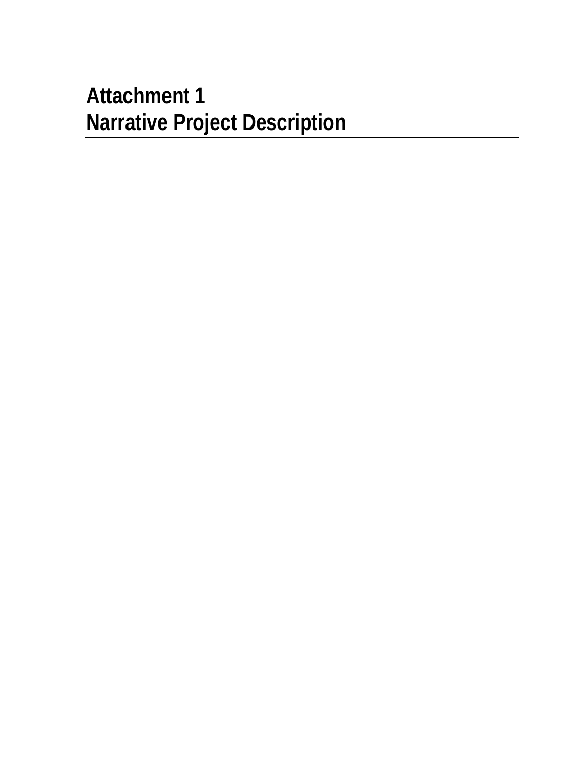# Attachment 1
# Narrative Project Description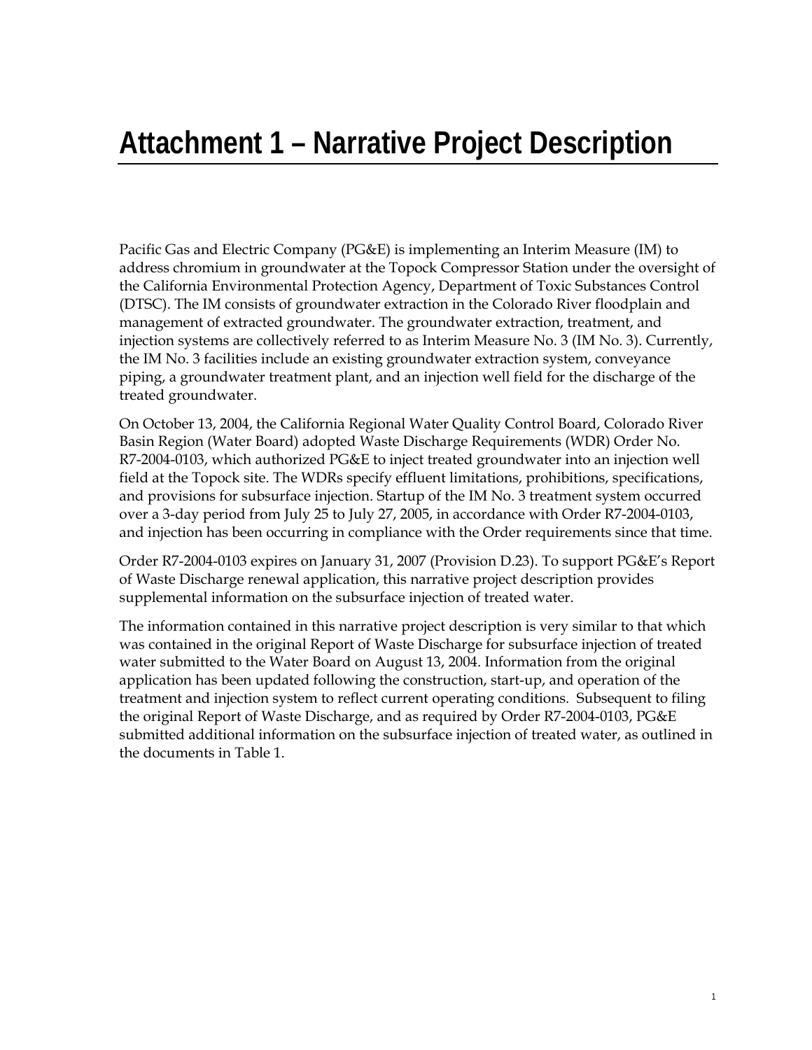# Attachment 1 – Narrative Project Description

Pacific Gas and Electric Company (PG&E) is implementing an Interim Measure (IM) to address chromium in groundwater at the Topock Compressor Station under the oversight of the California Environmental Protection Agency, Department of Toxic Substances Control (DTSC). The IM consists of groundwater extraction in the Colorado River floodplain and management of extracted groundwater. The groundwater extraction, treatment, and injection systems are collectively referred to as Interim Measure No. 3 (IM No. 3). Currently, the IM No. 3 facilities include an existing groundwater extraction system, conveyance piping, a groundwater treatment plant, and an injection well field for the discharge of the treated groundwater.

On October 13, 2004, the California Regional Water Quality Control Board, Colorado River Basin Region (Water Board) adopted Waste Discharge Requirements (WDR) Order No. R7-2004-0103, which authorized PG&E to inject treated groundwater into an injection well field at the Topock site. The WDRs specify effluent limitations, prohibitions, specifications, and provisions for subsurface injection. Startup of the IM No. 3 treatment system occurred over a 3-day period from July 25 to July 27, 2005, in accordance with Order R7-2004-0103, and injection has been occurring in compliance with the Order requirements since that time.

Order R7-2004-0103 expires on January 31, 2007 (Provision D.23). To support PG&E's Report of Waste Discharge renewal application, this narrative project description provides supplemental information on the subsurface injection of treated water.

The information contained in this narrative project description is very similar to that which was contained in the original Report of Waste Discharge for subsurface injection of treated water submitted to the Water Board on August 13, 2004. Information from the original application has been updated following the construction, start-up, and operation of the treatment and injection system to reflect current operating conditions. Subsequent to filing the original Report of Waste Discharge, and as required by Order R7-2004-0103, PG&E submitted additional information on the subsurface injection of treated water, as outlined in the documents in Table 1.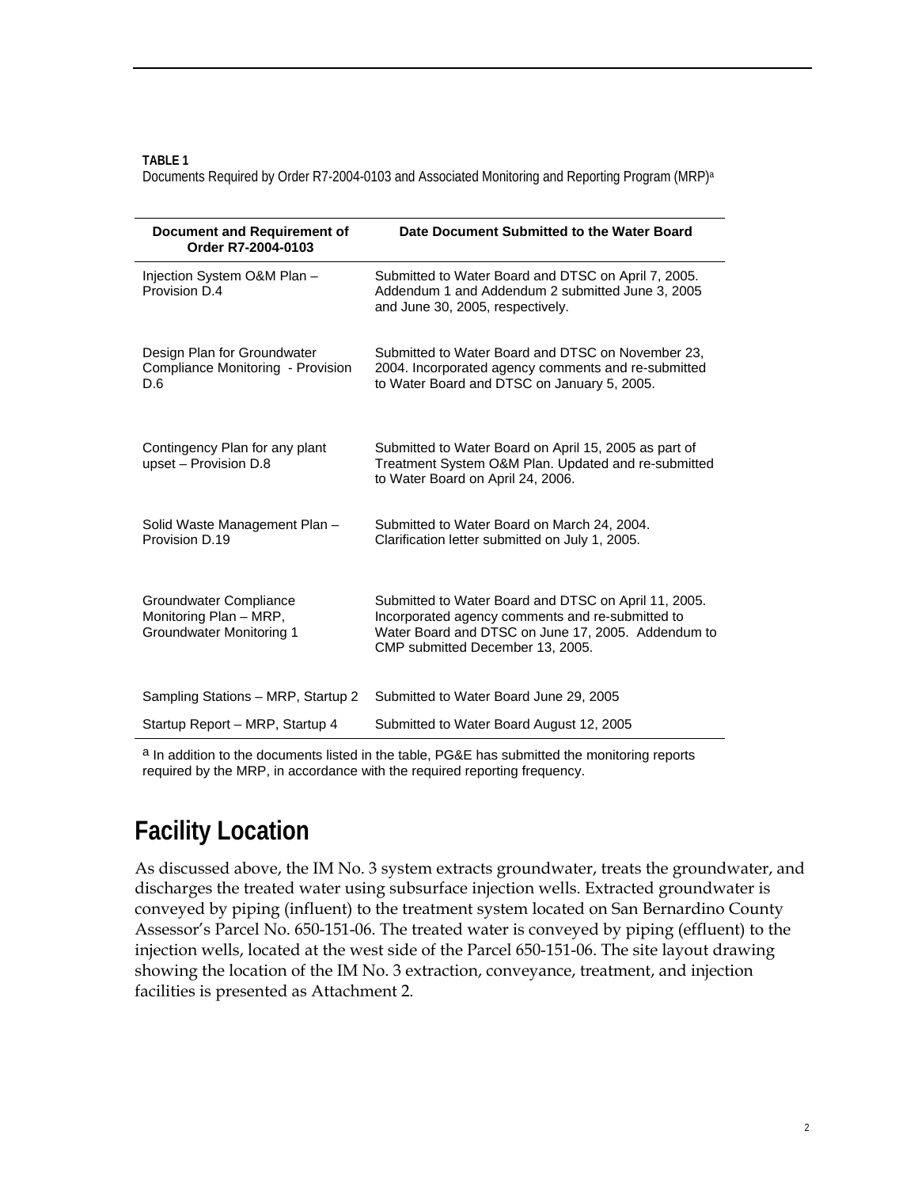**TABLE 1**
Documents Required by Order R7-2004-0103 and Associated Monitoring and Reporting Program (MRP)[a]

| Document and Requirement of Order R7-2004-0103 | Date Document Submitted to the Water Board |
|---|---|
| Injection System O&M Plan – Provision D.4 | Submitted to Water Board and DTSC on April 7, 2005. Addendum 1 and Addendum 2 submitted June 3, 2005 and June 30, 2005, respectively. |
| Design Plan for Groundwater Compliance Monitoring - Provision D.6 | Submitted to Water Board and DTSC on November 23, 2004. Incorporated agency comments and re-submitted to Water Board and DTSC on January 5, 2005. |
| Contingency Plan for any plant upset – Provision D.8 | Submitted to Water Board on April 15, 2005 as part of Treatment System O&M Plan. Updated and re-submitted to Water Board on April 24, 2006. |
| Solid Waste Management Plan – Provision D.19 | Submitted to Water Board on March 24, 2004. Clarification letter submitted on July 1, 2005. |
| Groundwater Compliance Monitoring Plan – MRP, Groundwater Monitoring 1 | Submitted to Water Board and DTSC on April 11, 2005. Incorporated agency comments and re-submitted to Water Board and DTSC on June 17, 2005. Addendum to CMP submitted December 13, 2005. |
| Sampling Stations – MRP, Startup 2 | Submitted to Water Board June 29, 2005 |
| Startup Report – MRP, Startup 4 | Submitted to Water Board August 12, 2005 |

[a] In addition to the documents listed in the table, PG&E has submitted the monitoring reports required by the MRP, in accordance with the required reporting frequency.

## Facility Location

As discussed above, the IM No. 3 system extracts groundwater, treats the groundwater, and discharges the treated water using subsurface injection wells. Extracted groundwater is conveyed by piping (influent) to the treatment system located on San Bernardino County Assessor's Parcel No. 650-151-06. The treated water is conveyed by piping (effluent) to the injection wells, located at the west side of the Parcel 650-151-06. The site layout drawing showing the location of the IM No. 3 extraction, conveyance, treatment, and injection facilities is presented as Attachment 2.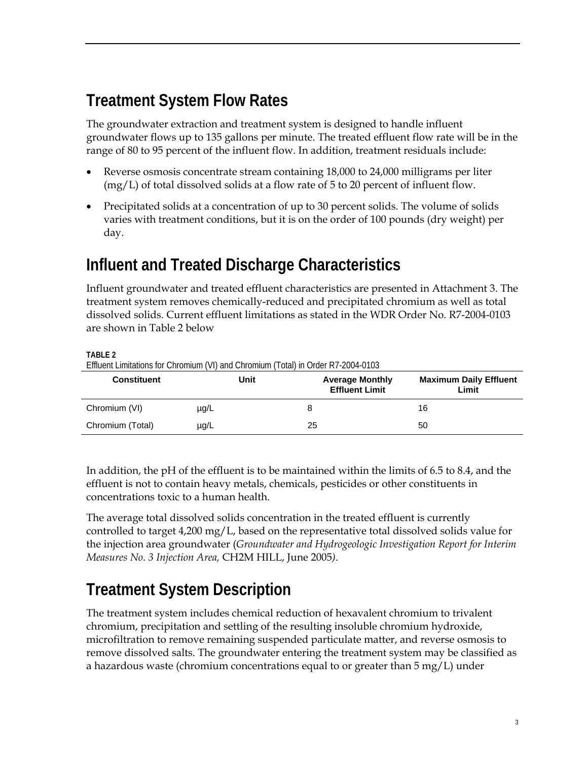## Treatment System Flow Rates

The groundwater extraction and treatment system is designed to handle influent groundwater flows up to 135 gallons per minute. The treated effluent flow rate will be in the range of 80 to 95 percent of the influent flow. In addition, treatment residuals include:

- Reverse osmosis concentrate stream containing 18,000 to 24,000 milligrams per liter (mg/L) of total dissolved solids at a flow rate of 5 to 20 percent of influent flow.
- Precipitated solids at a concentration of up to 30 percent solids. The volume of solids varies with treatment conditions, but it is on the order of 100 pounds (dry weight) per day.

## Influent and Treated Discharge Characteristics

Influent groundwater and treated effluent characteristics are presented in Attachment 3. The treatment system removes chemically-reduced and precipitated chromium as well as total dissolved solids. Current effluent limitations as stated in the WDR Order No. R7-2004-0103 are shown in Table 2 below

**TABLE 2**
Effluent Limitations for Chromium (VI) and Chromium (Total) in Order R7-2004-0103

| Constituent | Unit | Average Monthly Effluent Limit | Maximum Daily Effluent Limit |
|---|---|---|---|
| Chromium (VI) | µg/L | 8 | 16 |
| Chromium (Total) | µg/L | 25 | 50 |

In addition, the pH of the effluent is to be maintained within the limits of 6.5 to 8.4, and the effluent is not to contain heavy metals, chemicals, pesticides or other constituents in concentrations toxic to a human health.

The average total dissolved solids concentration in the treated effluent is currently controlled to target 4,200 mg/L, based on the representative total dissolved solids value for the injection area groundwater (*Groundwater and Hydrogeologic Investigation Report for Interim Measures No. 3 Injection Area,* CH2M HILL, June 2005).

## Treatment System Description

The treatment system includes chemical reduction of hexavalent chromium to trivalent chromium, precipitation and settling of the resulting insoluble chromium hydroxide, microfiltration to remove remaining suspended particulate matter, and reverse osmosis to remove dissolved salts. The groundwater entering the treatment system may be classified as a hazardous waste (chromium concentrations equal to or greater than 5 mg/L) under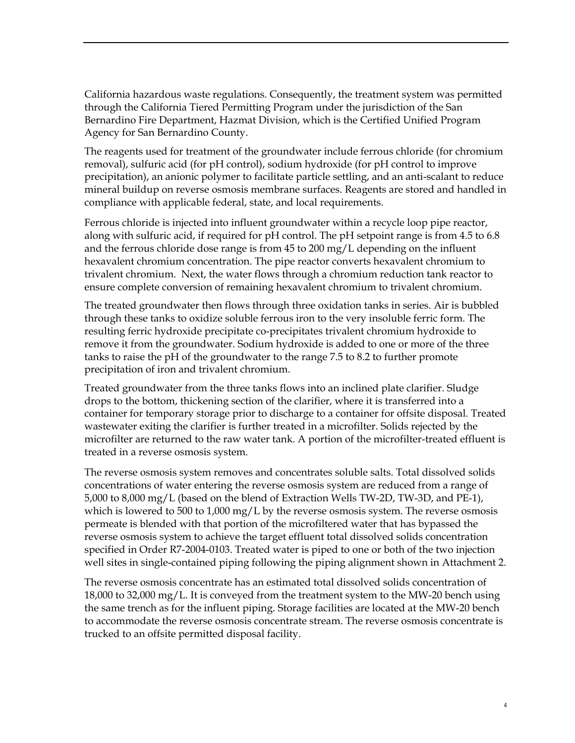California hazardous waste regulations. Consequently, the treatment system was permitted through the California Tiered Permitting Program under the jurisdiction of the San Bernardino Fire Department, Hazmat Division, which is the Certified Unified Program Agency for San Bernardino County.

The reagents used for treatment of the groundwater include ferrous chloride (for chromium removal), sulfuric acid (for pH control), sodium hydroxide (for pH control to improve precipitation), an anionic polymer to facilitate particle settling, and an anti-scalant to reduce mineral buildup on reverse osmosis membrane surfaces. Reagents are stored and handled in compliance with applicable federal, state, and local requirements.

Ferrous chloride is injected into influent groundwater within a recycle loop pipe reactor, along with sulfuric acid, if required for pH control. The pH setpoint range is from 4.5 to 6.8 and the ferrous chloride dose range is from 45 to 200 mg/L depending on the influent hexavalent chromium concentration. The pipe reactor converts hexavalent chromium to trivalent chromium. Next, the water flows through a chromium reduction tank reactor to ensure complete conversion of remaining hexavalent chromium to trivalent chromium.

The treated groundwater then flows through three oxidation tanks in series. Air is bubbled through these tanks to oxidize soluble ferrous iron to the very insoluble ferric form. The resulting ferric hydroxide precipitate co-precipitates trivalent chromium hydroxide to remove it from the groundwater. Sodium hydroxide is added to one or more of the three tanks to raise the pH of the groundwater to the range 7.5 to 8.2 to further promote precipitation of iron and trivalent chromium.

Treated groundwater from the three tanks flows into an inclined plate clarifier. Sludge drops to the bottom, thickening section of the clarifier, where it is transferred into a container for temporary storage prior to discharge to a container for offsite disposal. Treated wastewater exiting the clarifier is further treated in a microfilter. Solids rejected by the microfilter are returned to the raw water tank. A portion of the microfilter-treated effluent is treated in a reverse osmosis system.

The reverse osmosis system removes and concentrates soluble salts. Total dissolved solids concentrations of water entering the reverse osmosis system are reduced from a range of 5,000 to 8,000 mg/L (based on the blend of Extraction Wells TW-2D, TW-3D, and PE-1), which is lowered to 500 to 1,000 mg/L by the reverse osmosis system. The reverse osmosis permeate is blended with that portion of the microfiltered water that has bypassed the reverse osmosis system to achieve the target effluent total dissolved solids concentration specified in Order R7-2004-0103. Treated water is piped to one or both of the two injection well sites in single-contained piping following the piping alignment shown in Attachment 2.

The reverse osmosis concentrate has an estimated total dissolved solids concentration of 18,000 to 32,000 mg/L. It is conveyed from the treatment system to the MW-20 bench using the same trench as for the influent piping. Storage facilities are located at the MW-20 bench to accommodate the reverse osmosis concentrate stream. The reverse osmosis concentrate is trucked to an offsite permitted disposal facility.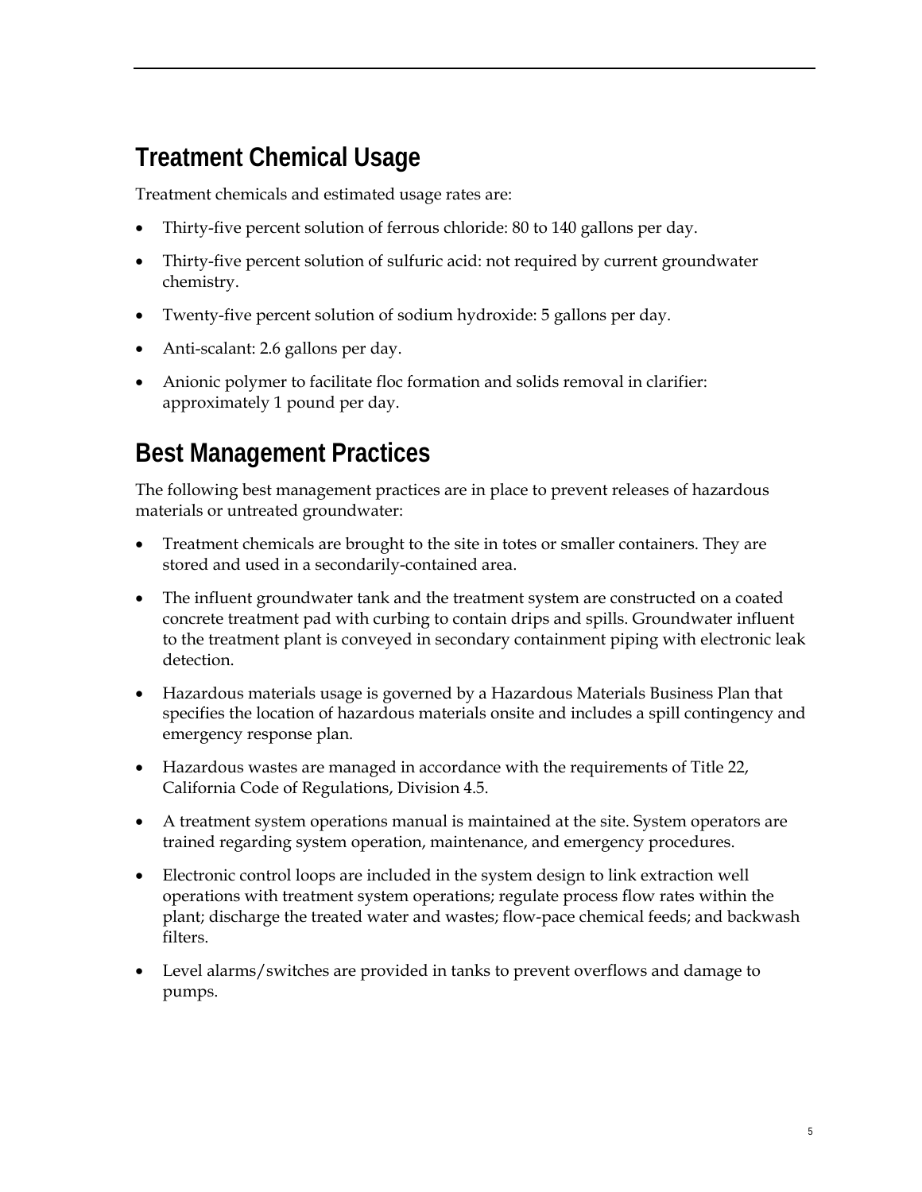## Treatment Chemical Usage

Treatment chemicals and estimated usage rates are:

- Thirty-five percent solution of ferrous chloride: 80 to 140 gallons per day.
- Thirty-five percent solution of sulfuric acid: not required by current groundwater chemistry.
- Twenty-five percent solution of sodium hydroxide: 5 gallons per day.
- Anti-scalant: 2.6 gallons per day.
- Anionic polymer to facilitate floc formation and solids removal in clarifier: approximately 1 pound per day.

## Best Management Practices

The following best management practices are in place to prevent releases of hazardous materials or untreated groundwater:

- Treatment chemicals are brought to the site in totes or smaller containers. They are stored and used in a secondarily-contained area.
- The influent groundwater tank and the treatment system are constructed on a coated concrete treatment pad with curbing to contain drips and spills. Groundwater influent to the treatment plant is conveyed in secondary containment piping with electronic leak detection.
- Hazardous materials usage is governed by a Hazardous Materials Business Plan that specifies the location of hazardous materials onsite and includes a spill contingency and emergency response plan.
- Hazardous wastes are managed in accordance with the requirements of Title 22, California Code of Regulations, Division 4.5.
- A treatment system operations manual is maintained at the site. System operators are trained regarding system operation, maintenance, and emergency procedures.
- Electronic control loops are included in the system design to link extraction well operations with treatment system operations; regulate process flow rates within the plant; discharge the treated water and wastes; flow-pace chemical feeds; and backwash filters.
- Level alarms/switches are provided in tanks to prevent overflows and damage to pumps.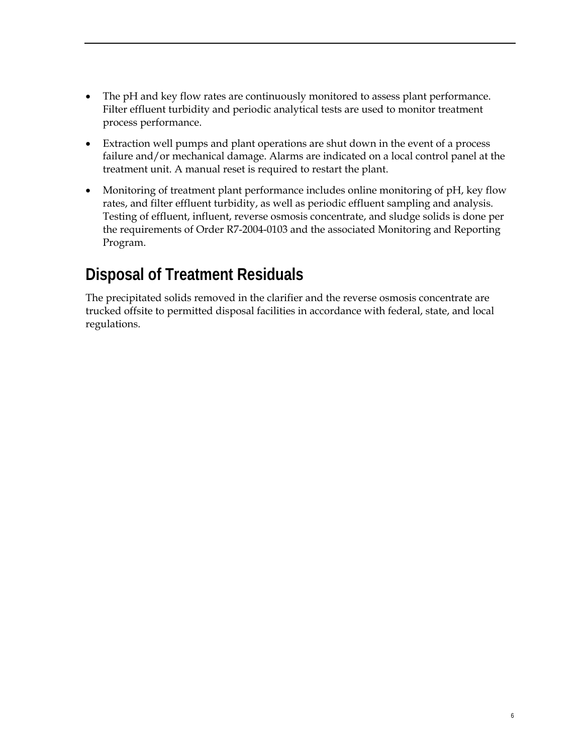- The pH and key flow rates are continuously monitored to assess plant performance. Filter effluent turbidity and periodic analytical tests are used to monitor treatment process performance.
- Extraction well pumps and plant operations are shut down in the event of a process failure and/or mechanical damage. Alarms are indicated on a local control panel at the treatment unit. A manual reset is required to restart the plant.
- Monitoring of treatment plant performance includes online monitoring of pH, key flow rates, and filter effluent turbidity, as well as periodic effluent sampling and analysis. Testing of effluent, influent, reverse osmosis concentrate, and sludge solids is done per the requirements of Order R7-2004-0103 and the associated Monitoring and Reporting Program.

## Disposal of Treatment Residuals

The precipitated solids removed in the clarifier and the reverse osmosis concentrate are trucked offsite to permitted disposal facilities in accordance with federal, state, and local regulations.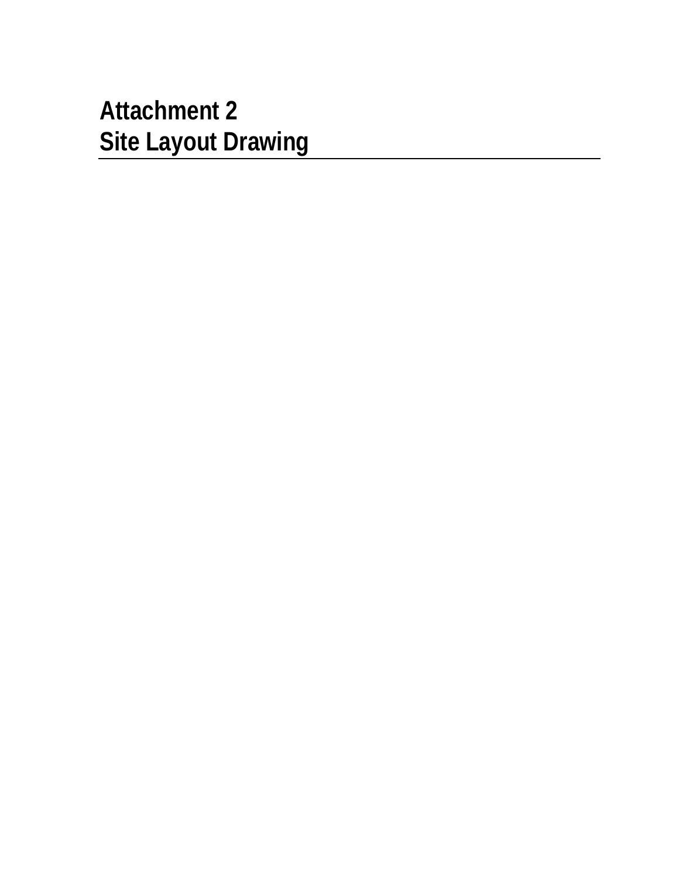# Attachment 2
# Site Layout Drawing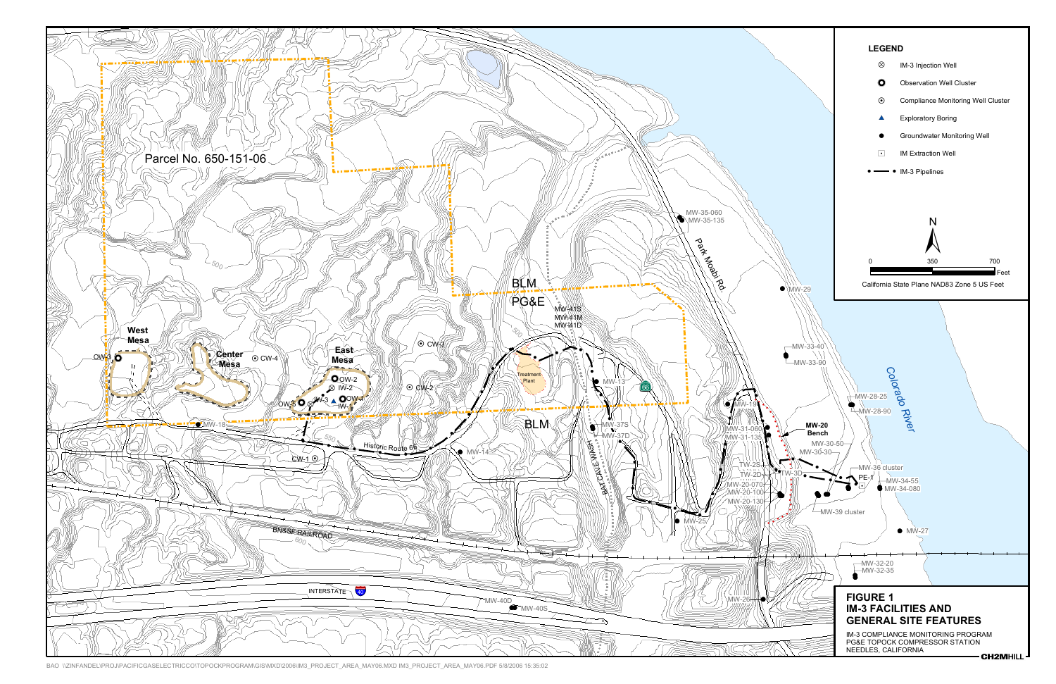**LEGEND**

- IM-3 Injection Well
- Observation Well Cluster
- Compliance Monitoring Well Cluster
- Exploratory Boring
- Groundwater Monitoring Well
- IM Extraction Well
- IM-3 Pipelines

N

0 350 700 Feet

California State Plane NAD83 Zone 5 US Feet

Parcel No. 650-151-06

West Mesa

Center Mesa

East Mesa

OW-3 CW-4 CW-3 CW-2 OW-2 IW-2 IW-3 OW-1 OW-5 IW-1 CW-1

MW-18

Historic Route 66

MW-14

BLM

PG&E

BLM

Treatment Plant

MW-41S MW-41M MW-41D

MW-13

MW-37S MW-37D

BAT CAVE WASH

MW-35-060 MW-35-135

Park Moabi Rd.

MW-29

MW-33-40 MW-33-90

MW-28-25 MW-28-90

Colorado River

MW-19

MW-31-060 MW-31-135

**MW-20 Bench**

MW-30-50 MW-30-30

TW-2S TW-2D TW-3D

MW-20-070 MW-20-100 MW-20-130

MW-36 cluster

PE-1

MW-34-55 MW-34-080

MW-39 cluster

MW-25

MW-27

BN&SF RAILROAD

MW-32-20 MW-32-35

INTERSTATE 40

MW-40D MW-40S

MW-26

**FIGURE 1**
**IM-3 FACILITIES AND GENERAL SITE FEATURES**

IM-3 COMPLIANCE MONITORING PROGRAM
PG&E TOPOCK COMPRESSOR STATION
NEEDLES, CALIFORNIA

CH2MHILL

BAO \\ZINFANDEL\PROJ\PACIFICGASELECTRICCO\TOPOCKPROGRAM\GIS\MXD\2006\IM3_PROJECT_AREA_MAY06.MXD IM3_PROJECT_AREA_MAY06.PDF 5/8/2006 15:35:02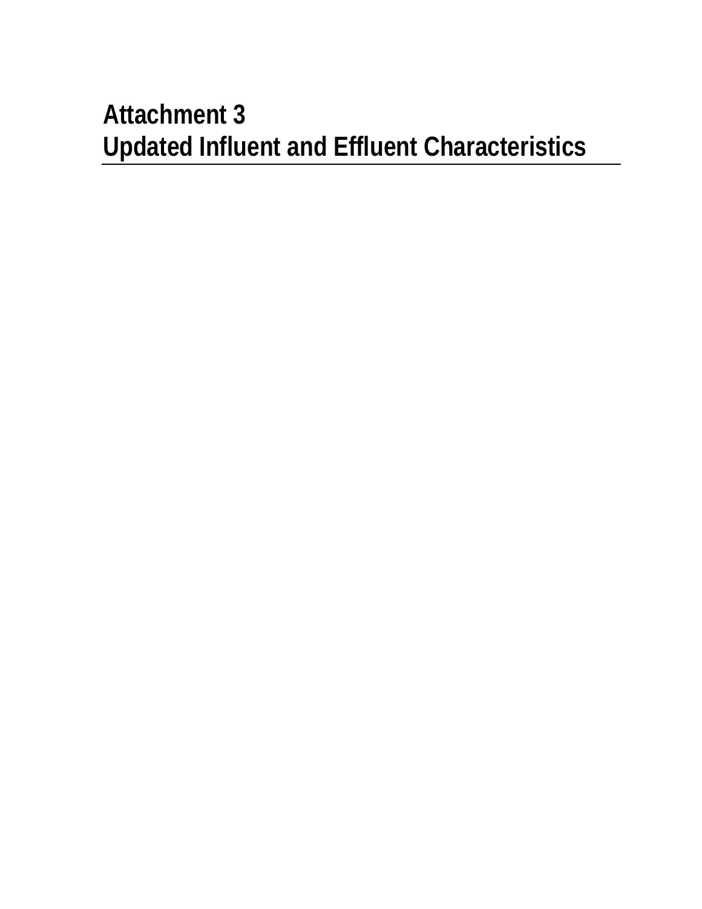# Attachment 3
# Updated Influent and Effluent Characteristics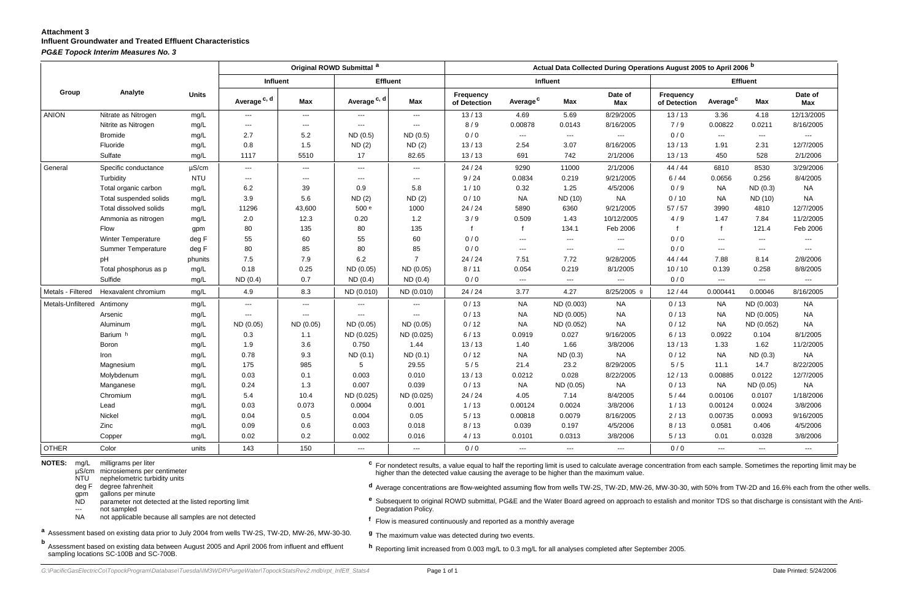**Attachment 3**
**Influent Groundwater and Treated Effluent Characteristics**
***PG&E Topock Interim Measures No. 3***

| Group | Analyte | Units | Original ROWD Submittal [a] | | | | Actual Data Collected During Operations August 2005 to April 2006 [b] | | | | | | | |
|---|---|---|---|---|---|---|---|---|---|---|---|---|---|---|
| | | | Influent | | Effluent | | Influent | | | | Effluent | | | |
| | | | Average [c, d] | Max | Average [c, d] | Max | Frequency of Detection | Average [c] | Max | Date of Max | Frequency of Detection | Average [c] | Max | Date of Max |
| ANION | Nitrate as Nitrogen | mg/L | --- | --- | --- | --- | 13 / 13 | 4.69 | 5.69 | 8/29/2005 | 13 / 13 | 3.36 | 4.18 | 12/13/2005 |
| | Nitrite as Nitrogen | mg/L | --- | --- | --- | --- | 8 / 9 | 0.00878 | 0.0143 | 8/16/2005 | 7 / 9 | 0.00822 | 0.0211 | 8/16/2005 |
| | Bromide | mg/L | 2.7 | 5.2 | ND (0.5) | ND (0.5) | 0 / 0 | --- | --- | --- | 0 / 0 | --- | --- | --- |
| | Fluoride | mg/L | 0.8 | 1.5 | ND (2) | ND (2) | 13 / 13 | 2.54 | 3.07 | 8/16/2005 | 13 / 13 | 1.91 | 2.31 | 12/7/2005 |
| | Sulfate | mg/L | 1117 | 5510 | 17 | 82.65 | 13 / 13 | 691 | 742 | 2/1/2006 | 13 / 13 | 450 | 528 | 2/1/2006 |
| General | Specific conductance | µS/cm | --- | --- | --- | --- | 24 / 24 | 9290 | 11000 | 2/1/2006 | 44 / 44 | 6810 | 8530 | 3/29/2006 |
| | Turbidity | NTU | --- | --- | --- | --- | 9 / 24 | 0.0834 | 0.219 | 9/21/2005 | 6 / 44 | 0.0656 | 0.256 | 8/4/2005 |
| | Total organic carbon | mg/L | 6.2 | 39 | 0.9 | 5.8 | 1 / 10 | 0.32 | 1.25 | 4/5/2006 | 0 / 9 | NA | ND (0.3) | NA |
| | Total suspended solids | mg/L | 3.9 | 5.6 | ND (2) | ND (2) | 0 / 10 | NA | ND (10) | NA | 0 / 10 | NA | ND (10) | NA |
| | Total dissolved solids | mg/L | 11296 | 43,600 | 500 [e] | 1000 | 24 / 24 | 5890 | 6360 | 9/21/2005 | 57 / 57 | 3990 | 4810 | 12/7/2005 |
| | Ammonia as nitrogen | mg/L | 2.0 | 12.3 | 0.20 | 1.2 | 3 / 9 | 0.509 | 1.43 | 10/12/2005 | 4 / 9 | 1.47 | 7.84 | 11/2/2005 |
| | Flow | gpm | 80 | 135 | 80 | 135 | f | f | 134.1 | Feb 2006 | f | f | 121.4 | Feb 2006 |
| | Winter Temperature | deg F | 55 | 60 | 55 | 60 | 0 / 0 | --- | --- | --- | 0 / 0 | --- | --- | --- |
| | Summer Temperature | deg F | 80 | 85 | 80 | 85 | 0 / 0 | --- | --- | --- | 0 / 0 | --- | --- | --- |
| | pH | phunits | 7.5 | 7.9 | 6.2 | 7 | 24 / 24 | 7.51 | 7.72 | 9/28/2005 | 44 / 44 | 7.88 | 8.14 | 2/8/2006 |
| | Total phosphorus as p | mg/L | 0.18 | 0.25 | ND (0.05) | ND (0.05) | 8 / 11 | 0.054 | 0.219 | 8/1/2005 | 10 / 10 | 0.139 | 0.258 | 8/8/2005 |
| | Sulfide | mg/L | ND (0.4) | 0.7 | ND (0.4) | ND (0.4) | 0 / 0 | --- | --- | --- | 0 / 0 | --- | --- | --- |
| Metals - Filtered | Hexavalent chromium | mg/L | 4.9 | 8.3 | ND (0.010) | ND (0.010) | 24 / 24 | 3.77 | 4.27 | 8/25/2005 [g] | 12 / 44 | 0.000441 | 0.00046 | 8/16/2005 |
| Metals-Unfiltered | Antimony | mg/L | --- | --- | --- | --- | 0 / 13 | NA | ND (0.003) | NA | 0 / 13 | NA | ND (0.003) | NA |
| | Arsenic | mg/L | --- | --- | --- | --- | 0 / 13 | NA | ND (0.005) | NA | 0 / 13 | NA | ND (0.005) | NA |
| | Aluminum | mg/L | ND (0.05) | ND (0.05) | ND (0.05) | ND (0.05) | 0 / 12 | NA | ND (0.052) | NA | 0 / 12 | NA | ND (0.052) | NA |
| | Barium [h] | mg/L | 0.3 | 1.1 | ND (0.025) | ND (0.025) | 6 / 13 | 0.0919 | 0.027 | 9/16/2005 | 6 / 13 | 0.0922 | 0.104 | 8/1/2005 |
| | Boron | mg/L | 1.9 | 3.6 | 0.750 | 1.44 | 13 / 13 | 1.40 | 1.66 | 3/8/2006 | 13 / 13 | 1.33 | 1.62 | 11/2/2005 |
| | Iron | mg/L | 0.78 | 9.3 | ND (0.1) | ND (0.1) | 0 / 12 | NA | ND (0.3) | NA | 0 / 12 | NA | ND (0.3) | NA |
| | Magnesium | mg/L | 175 | 985 | 5 | 29.55 | 5 / 5 | 21.4 | 23.2 | 8/29/2005 | 5 / 5 | 11.1 | 14.7 | 8/22/2005 |
| | Molybdenum | mg/L | 0.03 | 0.1 | 0.003 | 0.010 | 13 / 13 | 0.0212 | 0.028 | 8/22/2005 | 12 / 13 | 0.00885 | 0.0122 | 12/7/2005 |
| | Manganese | mg/L | 0.24 | 1.3 | 0.007 | 0.039 | 0 / 13 | NA | ND (0.05) | NA | 0 / 13 | NA | ND (0.05) | NA |
| | Chromium | mg/L | 5.4 | 10.4 | ND (0.025) | ND (0.025) | 24 / 24 | 4.05 | 7.14 | 8/4/2005 | 5 / 44 | 0.00106 | 0.0107 | 1/18/2006 |
| | Lead | mg/L | 0.03 | 0.073 | 0.0004 | 0.001 | 1 / 13 | 0.00124 | 0.0024 | 3/8/2006 | 1 / 13 | 0.00124 | 0.0024 | 3/8/2006 |
| | Nickel | mg/L | 0.04 | 0.5 | 0.004 | 0.05 | 5 / 13 | 0.00818 | 0.0079 | 8/16/2005 | 2 / 13 | 0.00735 | 0.0093 | 9/16/2005 |
| | Zinc | mg/L | 0.09 | 0.6 | 0.003 | 0.018 | 8 / 13 | 0.039 | 0.197 | 4/5/2006 | 8 / 13 | 0.0581 | 0.406 | 4/5/2006 |
| | Copper | mg/L | 0.02 | 0.2 | 0.002 | 0.016 | 4 / 13 | 0.0101 | 0.0313 | 3/8/2006 | 5 / 13 | 0.01 | 0.0328 | 3/8/2006 |
| OTHER | Color | units | 143 | 150 | --- | --- | 0 / 0 | --- | --- | --- | 0 / 0 | --- | --- | --- |

**NOTES:**
- mg/L milligrams per liter
- µS/cm microsiemens per centimeter
- NTU nephelometric turbidity units
- deg F degree fahrenheit
- gpm gallons per minute
- ND parameter not detected at the listed reporting limit
- --- not sampled
- NA not applicable because all samples are not detected

[a] Assessment based on existing data prior to July 2004 from wells TW-2S, TW-2D, MW-26, MW-30-30.

[b] Assessment based on existing data between August 2005 and April 2006 from influent and effluent sampling locations SC-100B and SC-700B.

[c] For nondetect results, a value equal to half the reporting limit is used to calculate average concentration from each sample. Sometimes the reporting limit may be higher than the detected value causing the average to be higher than the maximum value.

[d] Average concentrations are flow-weighted assuming flow from wells TW-2S, TW-2D, MW-26, MW-30-30, with 50% from TW-2D and 16.6% each from the other wells.

[e] Subsequent to original ROWD submittal, PG&E and the Water Board agreed on approach to estalish and monitor TDS so that discharge is consistant with the Anti-Degradation Policy.

[f] Flow is measured continuously and reported as a monthly average

[g] The maximum value was detected during two events.

[h] Reporting limit increased from 0.003 mg/L to 0.3 mg/L for all analyses completed after September 2005.